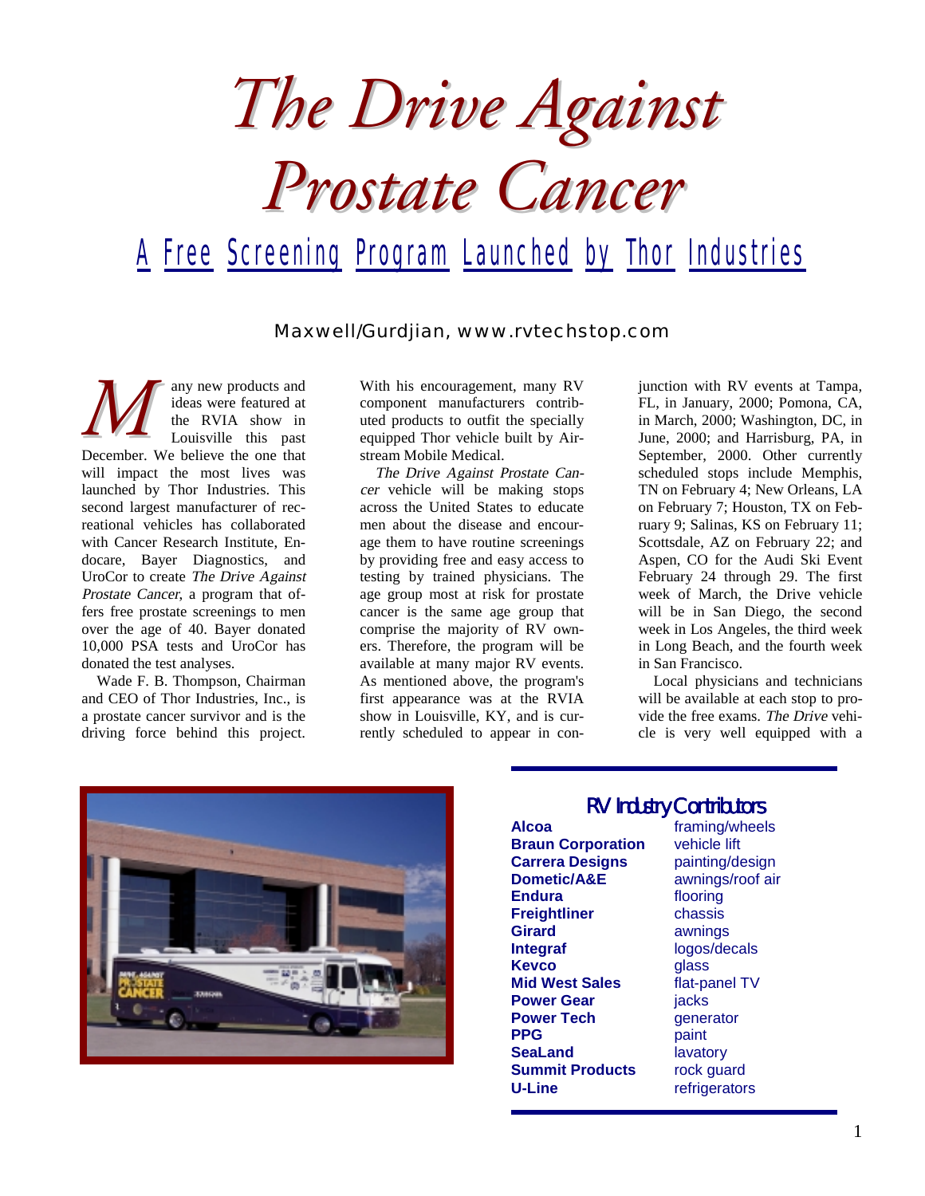# The Drive Against Prostate Cancer

## A Free Screening Program Launched by Thor Industries

Maxwell/Gurdjian, www.rvtechstop.com

Many new products and ideas were featured at the RVIA show in Louisville this past December. We believe the one that will impact the most lives was launched by Thor Industries. This second largest manufacturer of recreational vehicles has collaborated with Cancer Research Institute, Endocare, Bayer Diagnostics, and UroCor to create *The Drive Against Prostate Cancer*, a program that offers free prostate screenings to men over the age of 40. Bayer donated 10,000 PSA tests and UroCor has donated the test analyses.

Wade F. B. Thompson, Chairman and CEO of Thor Industries, Inc., is a prostate cancer survivor and is the driving force behind this project. With his encouragement, many RV component manufacturers contributed products to outfit the specially equipped Thor vehicle built by Airstream Mobile Medical.

*The Drive Against Prostate Cancer* vehicle will be making stops across the United States to educate men about the disease and encourage them to have routine screenings by providing free and easy access to testing by trained physicians. The age group most at risk for prostate cancer is the same age group that comprise the majority of RV owners. Therefore, the program will be available at many major RV events. As mentioned above, the program's first appearance was at the RVIA show in Louisville, KY, and is currently scheduled to appear in conjunction with RV events at Tampa, FL, in January, 2000; Pomona, CA, in March, 2000; Washington, DC, in June, 2000; and Harrisburg, PA, in September, 2000. Other currently scheduled stops include Memphis, TN on February 4; New Orleans, LA on February 7; Houston, TX on February 9; Salinas, KS on February 11; Scottsdale, AZ on February 22; and Aspen, CO for the Audi Ski Event February 24 through 29. The first week of March, the Drive vehicle will be in San Diego, the second week in Los Angeles, the third week in Long Beach, and the fourth week in San Francisco.

Local physicians and technicians will be available at each stop to provide the free exams. *The Drive* vehicle is very well equipped with a

### RV Industry Contributors

| | |
|---|---|
| **Alcoa** | framing/wheels |
| **Braun Corporation** | vehicle lift |
| **Carrera Designs** | painting/design |
| **Dometic/A&E** | awnings/roof air |
| **Endura** | flooring |
| **Freightliner** | chassis |
| **Girard** | awnings |
| **Integraf** | logos/decals |
| **Kevco** | glass |
| **Mid West Sales** | flat-panel TV |
| **Power Gear** | jacks |
| **Power Tech** | generator |
| **PPG** | paint |
| **SeaLand** | lavatory |
| **Summit Products** | rock guard |
| **U-Line** | refrigerators |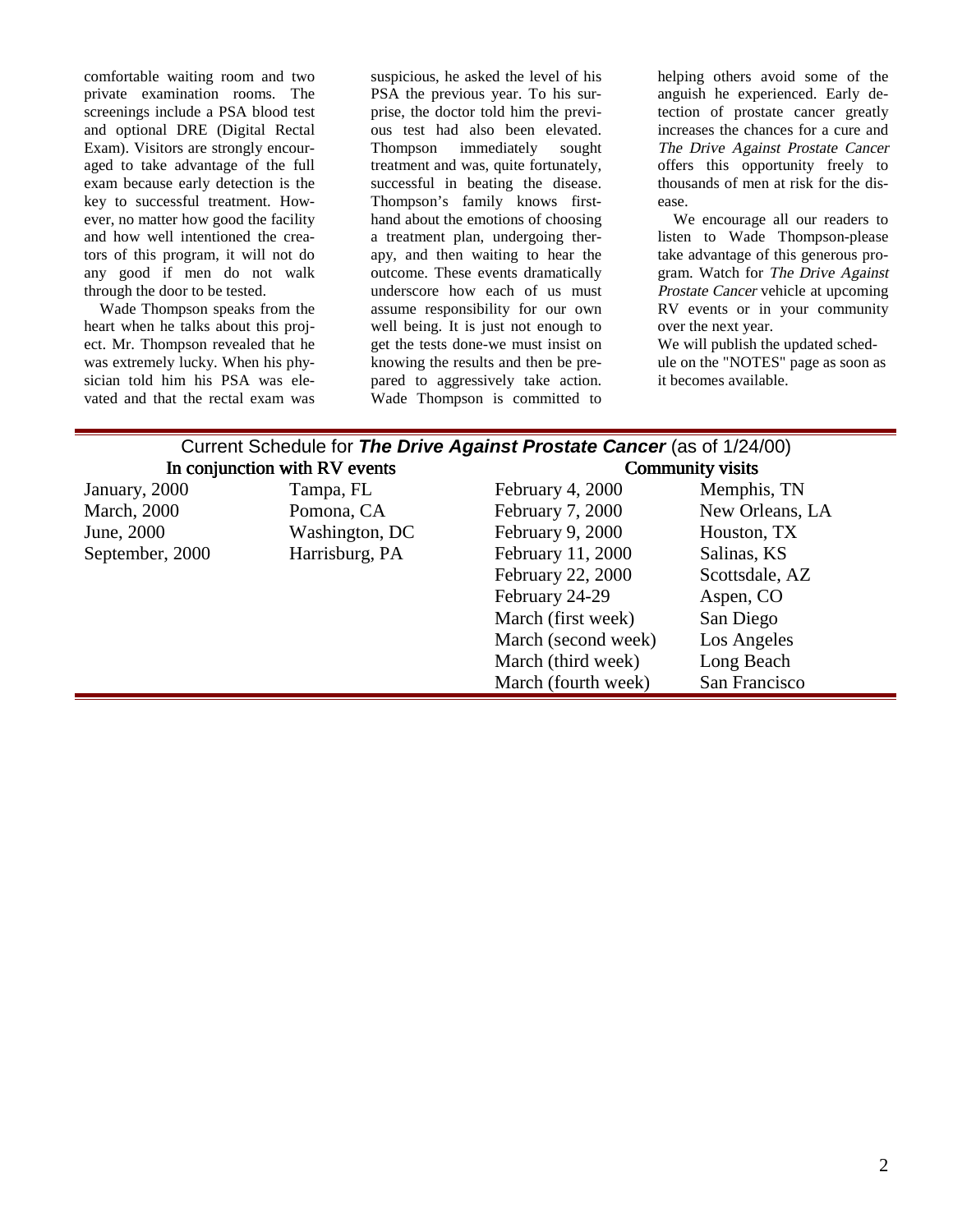comfortable waiting room and two private examination rooms. The screenings include a PSA blood test and optional DRE (Digital Rectal Exam). Visitors are strongly encouraged to take advantage of the full exam because early detection is the key to successful treatment. However, no matter how good the facility and how well intentioned the creators of this program, it will not do any good if men do not walk through the door to be tested.

Wade Thompson speaks from the heart when he talks about this project. Mr. Thompson revealed that he was extremely lucky. When his physician told him his PSA was elevated and that the rectal exam was suspicious, he asked the level of his PSA the previous year. To his surprise, the doctor told him the previous test had also been elevated. Thompson immediately sought treatment and was, quite fortunately, successful in beating the disease. Thompson's family knows firsthand about the emotions of choosing a treatment plan, undergoing therapy, and then waiting to hear the outcome. These events dramatically underscore how each of us must assume responsibility for our own well being. It is just not enough to get the tests done-we must insist on knowing the results and then be prepared to aggressively take action. Wade Thompson is committed to helping others avoid some of the anguish he experienced. Early detection of prostate cancer greatly increases the chances for a cure and *The Drive Against Prostate Cancer* offers this opportunity freely to thousands of men at risk for the disease.

We encourage all our readers to listen to Wade Thompson-please take advantage of this generous program. Watch for *The Drive Against Prostate Cancer* vehicle at upcoming RV events or in your community over the next year.

We will publish the updated schedule on the "NOTES" page as soon as it becomes available.

## Current Schedule for ***The Drive Against Prostate Cancer*** (as of 1/24/00)

| In conjunction with RV events | | Community visits | |
|---|---|---|---|
| January, 2000 | Tampa, FL | February 4, 2000 | Memphis, TN |
| March, 2000 | Pomona, CA | February 7, 2000 | New Orleans, LA |
| June, 2000 | Washington, DC | February 9, 2000 | Houston, TX |
| September, 2000 | Harrisburg, PA | February 11, 2000 | Salinas, KS |
| | | February 22, 2000 | Scottsdale, AZ |
| | | February 24-29 | Aspen, CO |
| | | March (first week) | San Diego |
| | | March (second week) | Los Angeles |
| | | March (third week) | Long Beach |
| | | March (fourth week) | San Francisco |